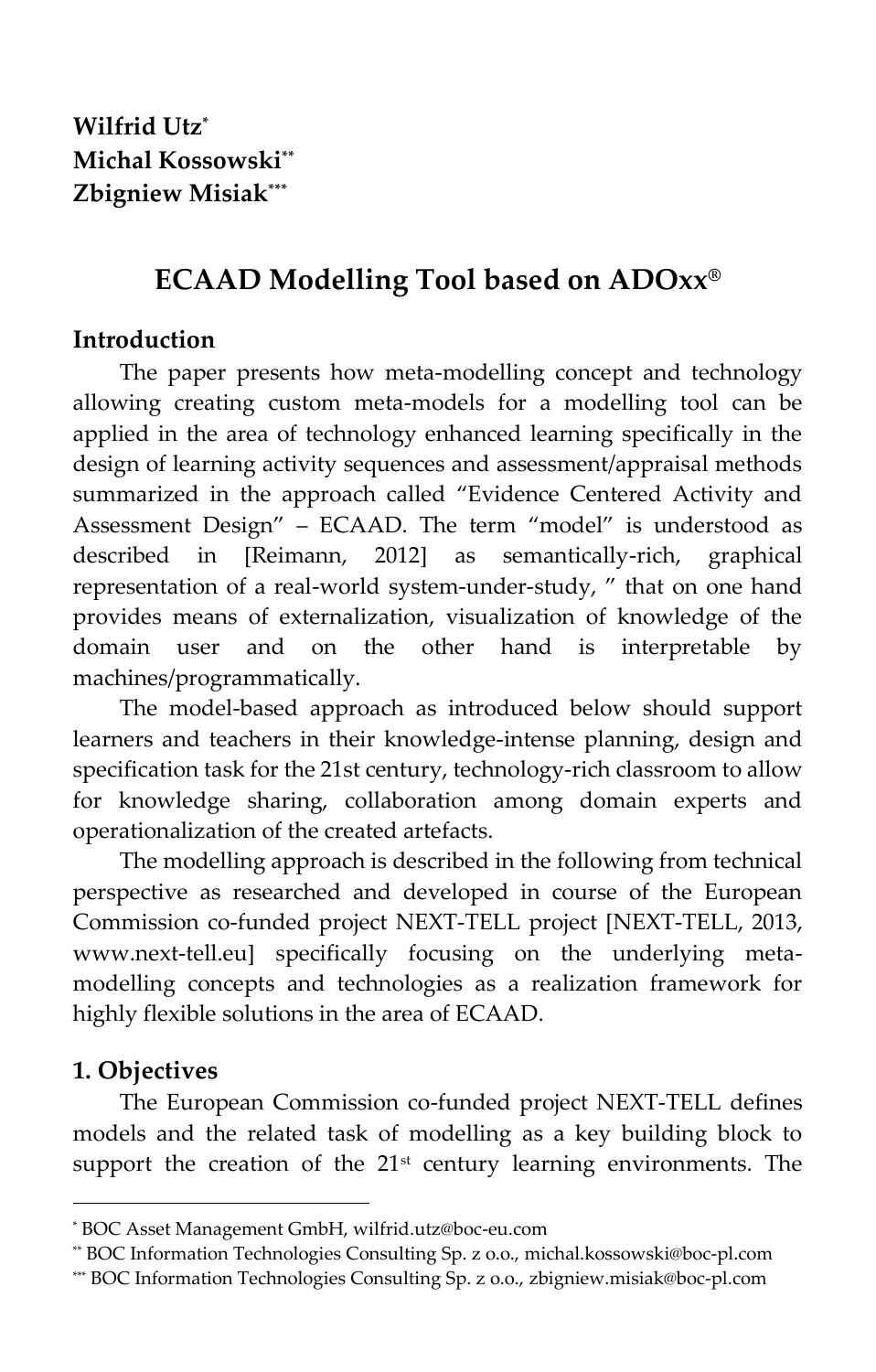**Wilfrid Utz**[*]
**Michal Kossowski**[**]
**Zbigniew Misiak**[***]

# ECAAD Modelling Tool based on ADOxx®

## Introduction

The paper presents how meta-modelling concept and technology allowing creating custom meta-models for a modelling tool can be applied in the area of technology enhanced learning specifically in the design of learning activity sequences and assessment/appraisal methods summarized in the approach called "Evidence Centered Activity and Assessment Design" – ECAAD. The term "model" is understood as described in [Reimann, 2012] as semantically-rich, graphical representation of a real-world system-under-study, " that on one hand provides means of externalization, visualization of knowledge of the domain user and on the other hand is interpretable by machines/programmatically.

The model-based approach as introduced below should support learners and teachers in their knowledge-intense planning, design and specification task for the 21st century, technology-rich classroom to allow for knowledge sharing, collaboration among domain experts and operationalization of the created artefacts.

The modelling approach is described in the following from technical perspective as researched and developed in course of the European Commission co-funded project NEXT-TELL project [NEXT-TELL, 2013, www.next-tell.eu] specifically focusing on the underlying meta-modelling concepts and technologies as a realization framework for highly flexible solutions in the area of ECAAD.

## 1. Objectives

The European Commission co-funded project NEXT-TELL defines models and the related task of modelling as a key building block to support the creation of the 21st century learning environments. The

---

[*] BOC Asset Management GmbH, wilfrid.utz@boc-eu.com
[**] BOC Information Technologies Consulting Sp. z o.o., michal.kossowski@boc-pl.com
[***] BOC Information Technologies Consulting Sp. z o.o., zbigniew.misiak@boc-pl.com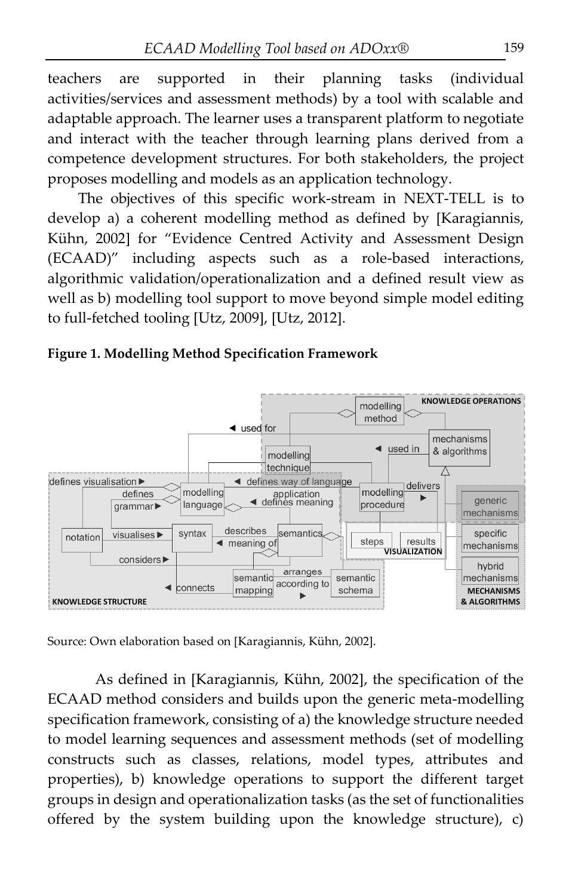teachers are supported in their planning tasks (individual activities/services and assessment methods) by a tool with scalable and adaptable approach. The learner uses a transparent platform to negotiate and interact with the teacher through learning plans derived from a competence development structures. For both stakeholders, the project proposes modelling and models as an application technology.

The objectives of this specific work-stream in NEXT-TELL is to develop a) a coherent modelling method as defined by [Karagiannis, Kühn, 2002] for "Evidence Centred Activity and Assessment Design (ECAAD)" including aspects such as a role-based interactions, algorithmic validation/operationalization and a defined result view as well as b) modelling tool support to move beyond simple model editing to full-fetched tooling [Utz, 2009], [Utz, 2012].

**Figure 1. Modelling Method Specification Framework**

Source: Own elaboration based on [Karagiannis, Kühn, 2002].

As defined in [Karagiannis, Kühn, 2002], the specification of the ECAAD method considers and builds upon the generic meta-modelling specification framework, consisting of a) the knowledge structure needed to model learning sequences and assessment methods (set of modelling constructs such as classes, relations, model types, attributes and properties), b) knowledge operations to support the different target groups in design and operationalization tasks (as the set of functionalities offered by the system building upon the knowledge structure), c)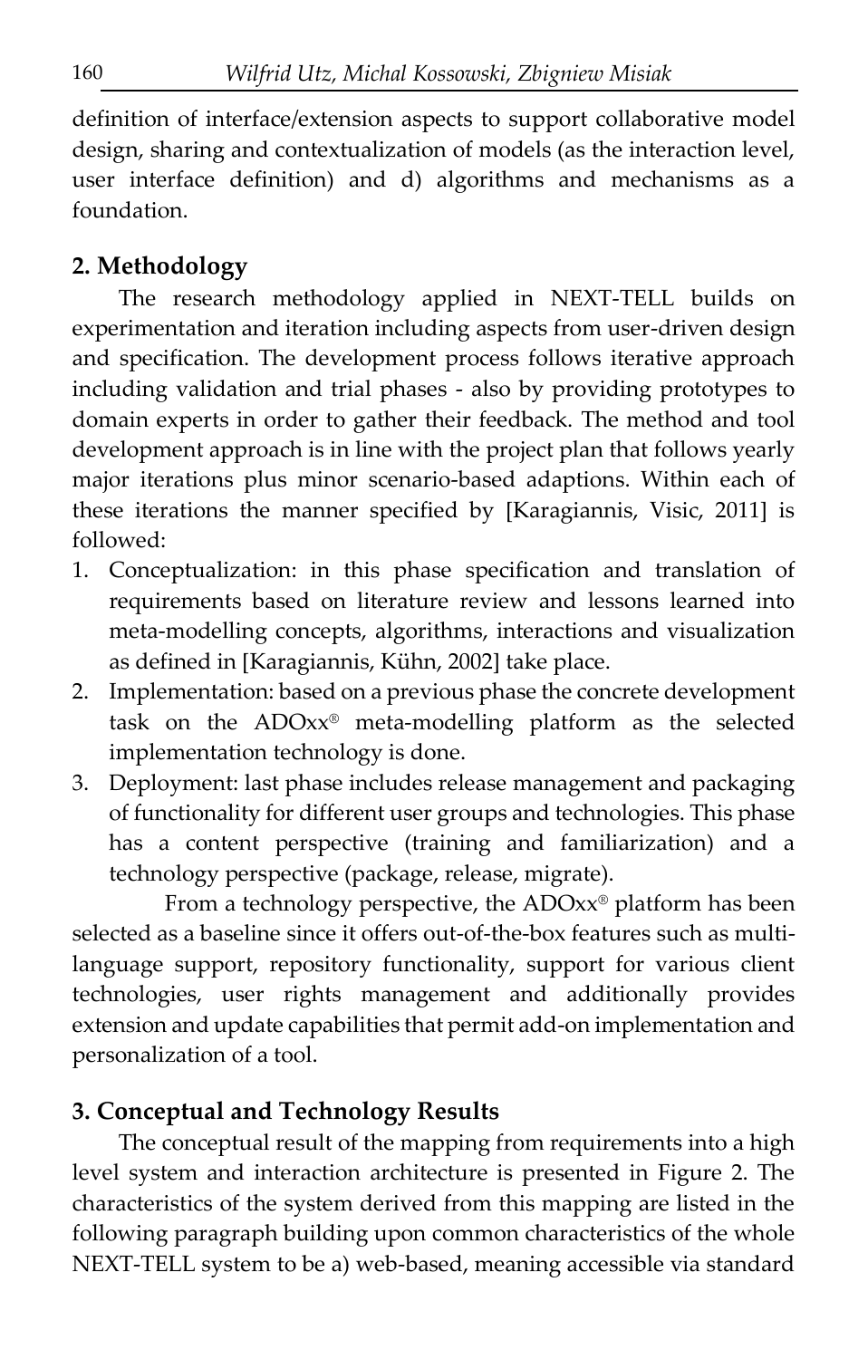definition of interface/extension aspects to support collaborative model design, sharing and contextualization of models (as the interaction level, user interface definition) and d) algorithms and mechanisms as a foundation.

## 2. Methodology

The research methodology applied in NEXT-TELL builds on experimentation and iteration including aspects from user-driven design and specification. The development process follows iterative approach including validation and trial phases - also by providing prototypes to domain experts in order to gather their feedback. The method and tool development approach is in line with the project plan that follows yearly major iterations plus minor scenario-based adaptions. Within each of these iterations the manner specified by [Karagiannis, Visic, 2011] is followed:

1. Conceptualization: in this phase specification and translation of requirements based on literature review and lessons learned into meta-modelling concepts, algorithms, interactions and visualization as defined in [Karagiannis, Kühn, 2002] take place.
2. Implementation: based on a previous phase the concrete development task on the ADOxx® meta-modelling platform as the selected implementation technology is done.
3. Deployment: last phase includes release management and packaging of functionality for different user groups and technologies. This phase has a content perspective (training and familiarization) and a technology perspective (package, release, migrate).

From a technology perspective, the ADOxx® platform has been selected as a baseline since it offers out-of-the-box features such as multi-language support, repository functionality, support for various client technologies, user rights management and additionally provides extension and update capabilities that permit add-on implementation and personalization of a tool.

## 3. Conceptual and Technology Results

The conceptual result of the mapping from requirements into a high level system and interaction architecture is presented in Figure 2. The characteristics of the system derived from this mapping are listed in the following paragraph building upon common characteristics of the whole NEXT-TELL system to be a) web-based, meaning accessible via standard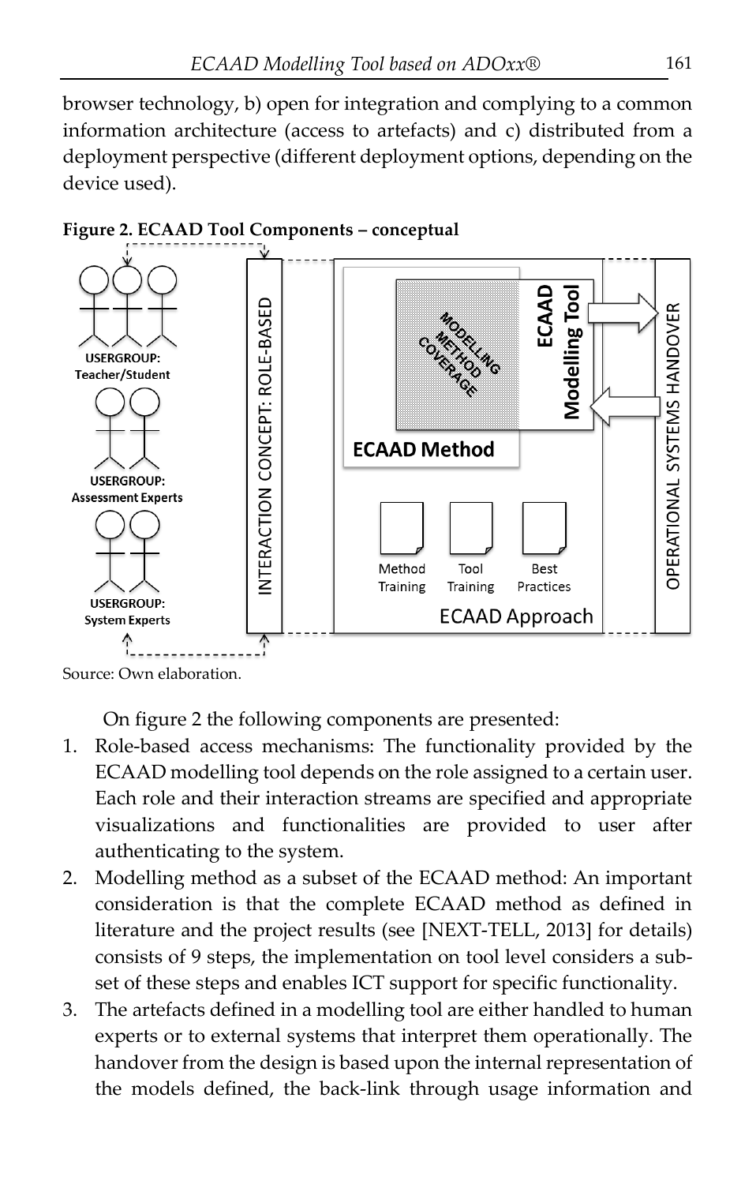browser technology, b) open for integration and complying to a common information architecture (access to artefacts) and c) distributed from a deployment perspective (different deployment options, depending on the device used).

**Figure 2. ECAAD Tool Components – conceptual**

Source: Own elaboration.

On figure 2 the following components are presented:

1. Role-based access mechanisms: The functionality provided by the ECAAD modelling tool depends on the role assigned to a certain user. Each role and their interaction streams are specified and appropriate visualizations and functionalities are provided to user after authenticating to the system.
2. Modelling method as a subset of the ECAAD method: An important consideration is that the complete ECAAD method as defined in literature and the project results (see [NEXT-TELL, 2013] for details) consists of 9 steps, the implementation on tool level considers a sub-set of these steps and enables ICT support for specific functionality.
3. The artefacts defined in a modelling tool are either handled to human experts or to external systems that interpret them operationally. The handover from the design is based upon the internal representation of the models defined, the back-link through usage information and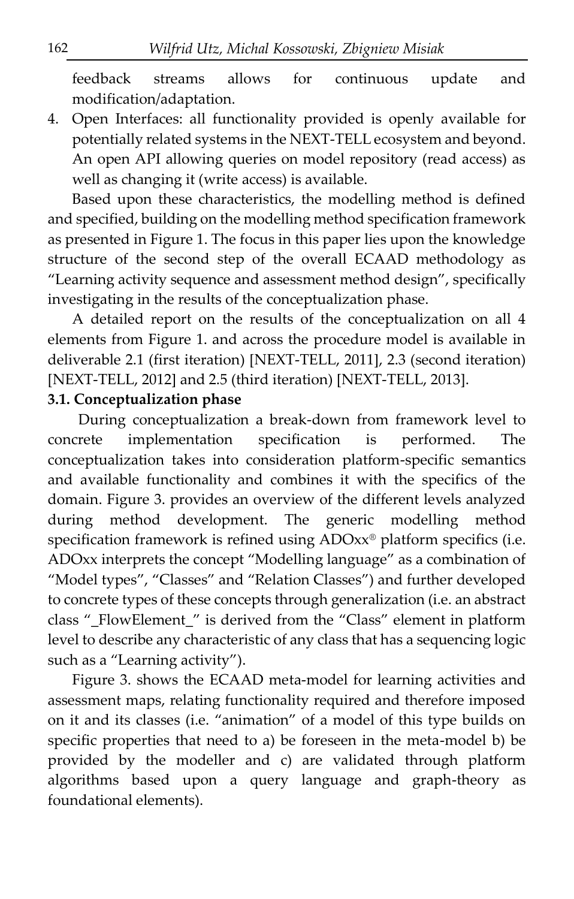feedback streams allows for continuous update and modification/adaptation.

4. Open Interfaces: all functionality provided is openly available for potentially related systems in the NEXT-TELL ecosystem and beyond. An open API allowing queries on model repository (read access) as well as changing it (write access) is available.

Based upon these characteristics, the modelling method is defined and specified, building on the modelling method specification framework as presented in Figure 1. The focus in this paper lies upon the knowledge structure of the second step of the overall ECAAD methodology as "Learning activity sequence and assessment method design", specifically investigating in the results of the conceptualization phase.

A detailed report on the results of the conceptualization on all 4 elements from Figure 1. and across the procedure model is available in deliverable 2.1 (first iteration) [NEXT-TELL, 2011], 2.3 (second iteration) [NEXT-TELL, 2012] and 2.5 (third iteration) [NEXT-TELL, 2013].

**3.1. Conceptualization phase**

During conceptualization a break-down from framework level to concrete implementation specification is performed. The conceptualization takes into consideration platform-specific semantics and available functionality and combines it with the specifics of the domain. Figure 3. provides an overview of the different levels analyzed during method development. The generic modelling method specification framework is refined using ADOxx® platform specifics (i.e. ADOxx interprets the concept "Modelling language" as a combination of "Model types", "Classes" and "Relation Classes") and further developed to concrete types of these concepts through generalization (i.e. an abstract class "_FlowElement_" is derived from the "Class" element in platform level to describe any characteristic of any class that has a sequencing logic such as a "Learning activity").

Figure 3. shows the ECAAD meta-model for learning activities and assessment maps, relating functionality required and therefore imposed on it and its classes (i.e. "animation" of a model of this type builds on specific properties that need to a) be foreseen in the meta-model b) be provided by the modeller and c) are validated through platform algorithms based upon a query language and graph-theory as foundational elements).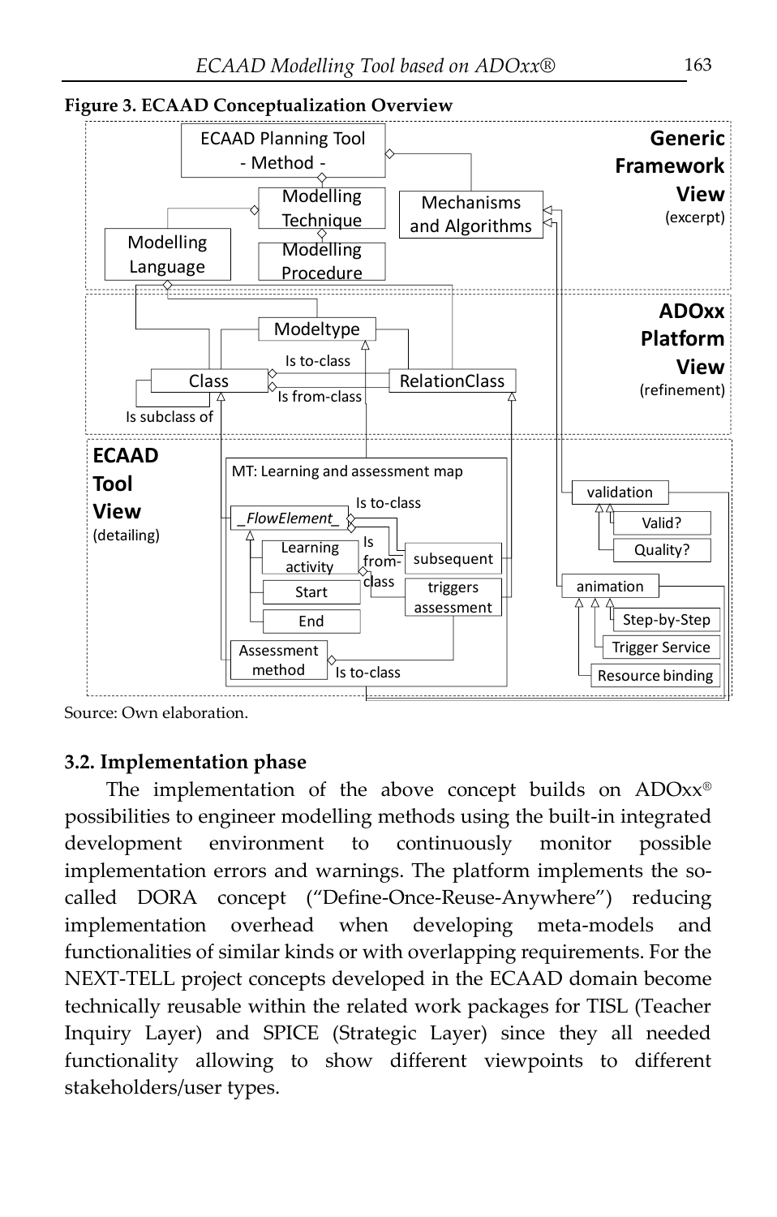**Figure 3. ECAAD Conceptualization Overview**

Source: Own elaboration.

### 3.2. Implementation phase

The implementation of the above concept builds on ADOxx® possibilities to engineer modelling methods using the built-in integrated development environment to continuously monitor possible implementation errors and warnings. The platform implements the so-called DORA concept ("Define-Once-Reuse-Anywhere") reducing implementation overhead when developing meta-models and functionalities of similar kinds or with overlapping requirements. For the NEXT-TELL project concepts developed in the ECAAD domain become technically reusable within the related work packages for TISL (Teacher Inquiry Layer) and SPICE (Strategic Layer) since they all needed functionality allowing to show different viewpoints to different stakeholders/user types.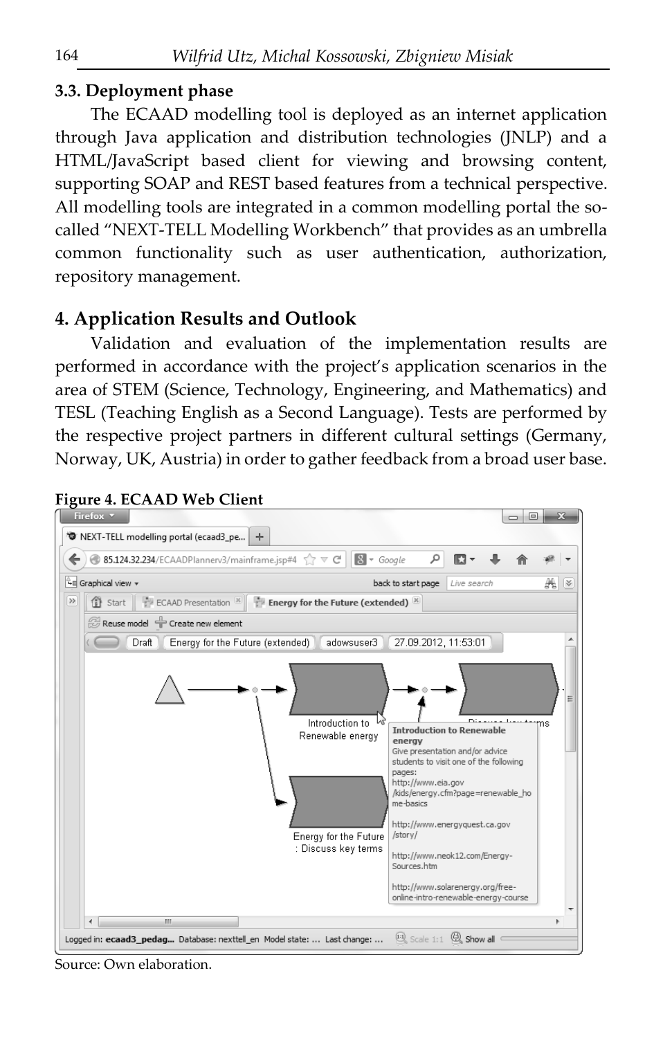### 3.3. Deployment phase

The ECAAD modelling tool is deployed as an internet application through Java application and distribution technologies (JNLP) and a HTML/JavaScript based client for viewing and browsing content, supporting SOAP and REST based features from a technical perspective. All modelling tools are integrated in a common modelling portal the so-called "NEXT-TELL Modelling Workbench" that provides as an umbrella common functionality such as user authentication, authorization, repository management.

## 4. Application Results and Outlook

Validation and evaluation of the implementation results are performed in accordance with the project's application scenarios in the area of STEM (Science, Technology, Engineering, and Mathematics) and TESL (Teaching English as a Second Language). Tests are performed by the respective project partners in different cultural settings (Germany, Norway, UK, Austria) in order to gather feedback from a broad user base.

**Figure 4. ECAAD Web Client**

Source: Own elaboration.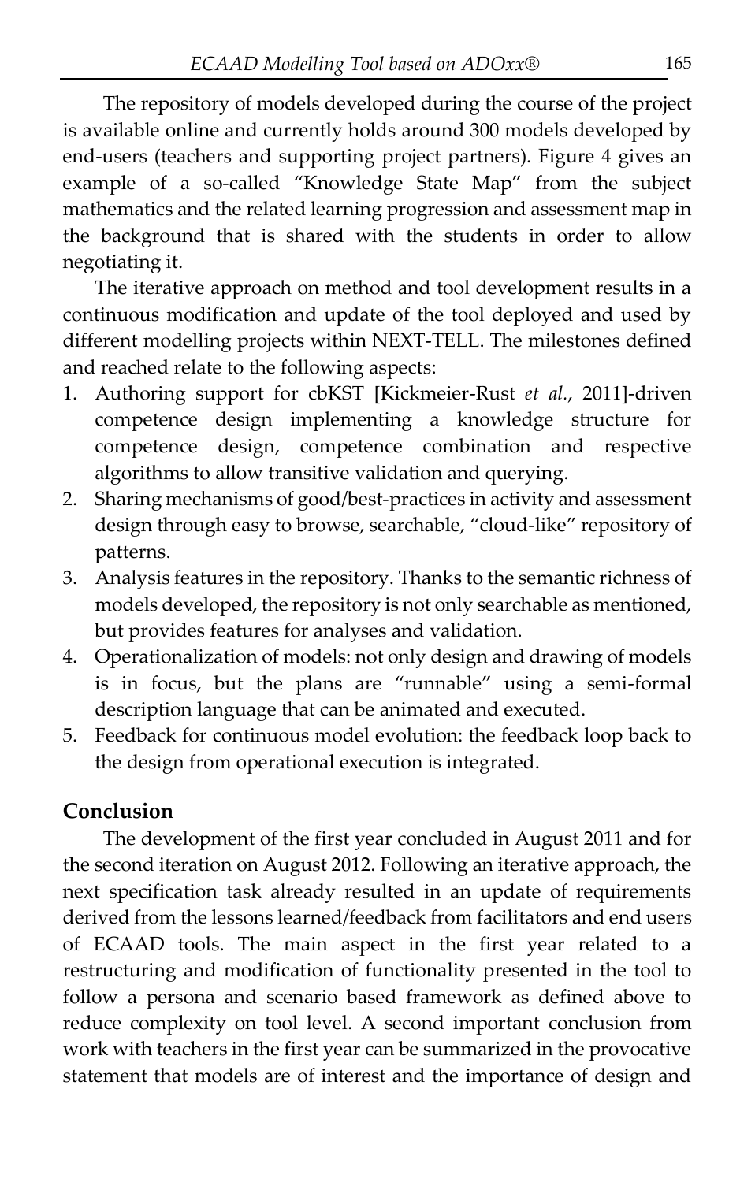The repository of models developed during the course of the project is available online and currently holds around 300 models developed by end-users (teachers and supporting project partners). Figure 4 gives an example of a so-called "Knowledge State Map" from the subject mathematics and the related learning progression and assessment map in the background that is shared with the students in order to allow negotiating it.

The iterative approach on method and tool development results in a continuous modification and update of the tool deployed and used by different modelling projects within NEXT-TELL. The milestones defined and reached relate to the following aspects:

1. Authoring support for cbKST [Kickmeier-Rust *et al.*, 2011]-driven competence design implementing a knowledge structure for competence design, competence combination and respective algorithms to allow transitive validation and querying.
2. Sharing mechanisms of good/best-practices in activity and assessment design through easy to browse, searchable, "cloud-like" repository of patterns.
3. Analysis features in the repository. Thanks to the semantic richness of models developed, the repository is not only searchable as mentioned, but provides features for analyses and validation.
4. Operationalization of models: not only design and drawing of models is in focus, but the plans are "runnable" using a semi-formal description language that can be animated and executed.
5. Feedback for continuous model evolution: the feedback loop back to the design from operational execution is integrated.

## Conclusion

The development of the first year concluded in August 2011 and for the second iteration on August 2012. Following an iterative approach, the next specification task already resulted in an update of requirements derived from the lessons learned/feedback from facilitators and end users of ECAAD tools. The main aspect in the first year related to a restructuring and modification of functionality presented in the tool to follow a persona and scenario based framework as defined above to reduce complexity on tool level. A second important conclusion from work with teachers in the first year can be summarized in the provocative statement that models are of interest and the importance of design and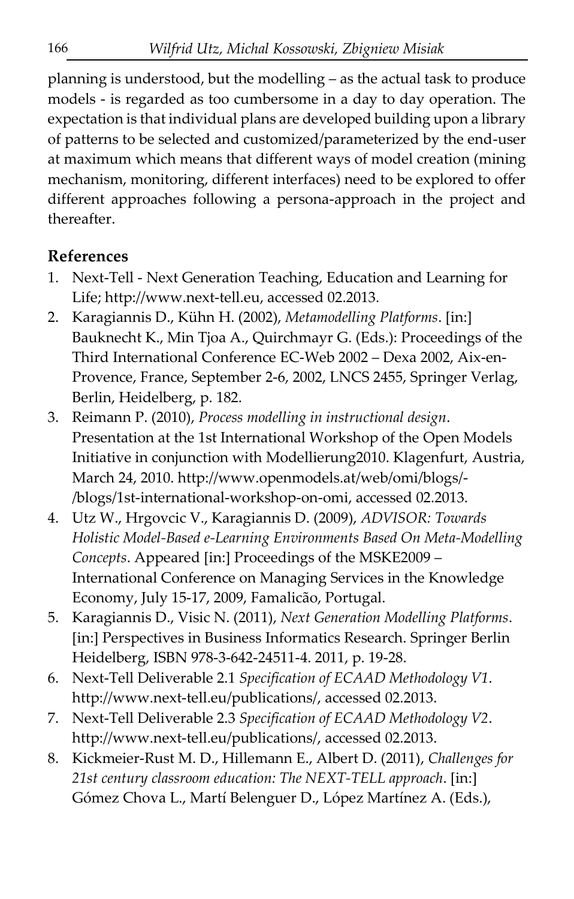planning is understood, but the modelling – as the actual task to produce models - is regarded as too cumbersome in a day to day operation. The expectation is that individual plans are developed building upon a library of patterns to be selected and customized/parameterized by the end-user at maximum which means that different ways of model creation (mining mechanism, monitoring, different interfaces) need to be explored to offer different approaches following a persona-approach in the project and thereafter.

## References

1. Next-Tell - Next Generation Teaching, Education and Learning for Life; http://www.next-tell.eu, accessed 02.2013.
2. Karagiannis D., Kühn H. (2002), *Metamodelling Platforms*. [in:] Bauknecht K., Min Tjoa A., Quirchmayr G. (Eds.): Proceedings of the Third International Conference EC-Web 2002 – Dexa 2002, Aix-en-Provence, France, September 2-6, 2002, LNCS 2455, Springer Verlag, Berlin, Heidelberg, p. 182.
3. Reimann P. (2010), *Process modelling in instructional design*. Presentation at the 1st International Workshop of the Open Models Initiative in conjunction with Modellierung2010. Klagenfurt, Austria, March 24, 2010. http://www.openmodels.at/web/omi/blogs/-/blogs/1st-international-workshop-on-omi, accessed 02.2013.
4. Utz W., Hrgovcic V., Karagiannis D. (2009), *ADVISOR: Towards Holistic Model-Based e-Learning Environments Based On Meta-Modelling Concepts*. Appeared [in:] Proceedings of the MSKE2009 – International Conference on Managing Services in the Knowledge Economy, July 15-17, 2009, Famalicão, Portugal.
5. Karagiannis D., Visic N. (2011), *Next Generation Modelling Platforms*. [in:] Perspectives in Business Informatics Research. Springer Berlin Heidelberg, ISBN 978-3-642-24511-4. 2011, p. 19-28.
6. Next-Tell Deliverable 2.1 *Specification of ECAAD Methodology V1*. http://www.next-tell.eu/publications/, accessed 02.2013.
7. Next-Tell Deliverable 2.3 *Specification of ECAAD Methodology V2*. http://www.next-tell.eu/publications/, accessed 02.2013.
8. Kickmeier-Rust M. D., Hillemann E., Albert D. (2011), *Challenges for 21st century classroom education: The NEXT-TELL approach*. [in:] Gómez Chova L., Martí Belenguer D., López Martínez A. (Eds.),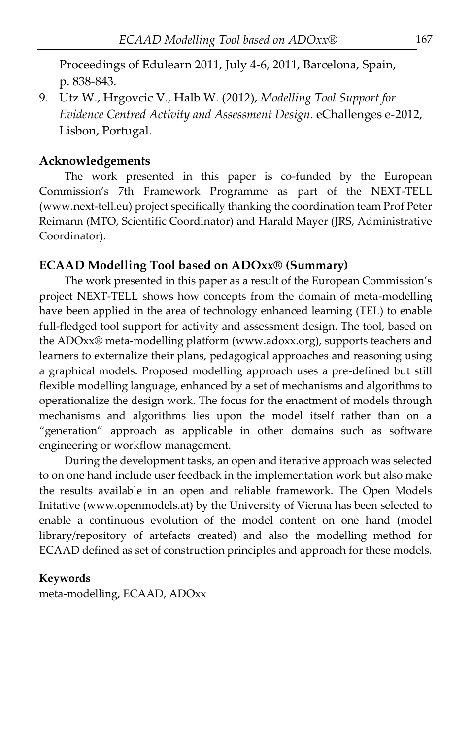Proceedings of Edulearn 2011, July 4-6, 2011, Barcelona, Spain, p. 838-843.

9. Utz W., Hrgovcic V., Halb W. (2012), *Modelling Tool Support for Evidence Centred Activity and Assessment Design*. eChallenges e-2012, Lisbon, Portugal.

### Acknowledgements

The work presented in this paper is co-funded by the European Commission's 7th Framework Programme as part of the NEXT-TELL (www.next-tell.eu) project specifically thanking the coordination team Prof Peter Reimann (MTO, Scientific Coordinator) and Harald Mayer (JRS, Administrative Coordinator).

### ECAAD Modelling Tool based on ADOxx® (Summary)

The work presented in this paper as a result of the European Commission's project NEXT-TELL shows how concepts from the domain of meta-modelling have been applied in the area of technology enhanced learning (TEL) to enable full-fledged tool support for activity and assessment design. The tool, based on the ADOxx® meta-modelling platform (www.adoxx.org), supports teachers and learners to externalize their plans, pedagogical approaches and reasoning using a graphical models. Proposed modelling approach uses a pre-defined but still flexible modelling language, enhanced by a set of mechanisms and algorithms to operationalize the design work. The focus for the enactment of models through mechanisms and algorithms lies upon the model itself rather than on a "generation" approach as applicable in other domains such as software engineering or workflow management.

During the development tasks, an open and iterative approach was selected to on one hand include user feedback in the implementation work but also make the results available in an open and reliable framework. The Open Models Initative (www.openmodels.at) by the University of Vienna has been selected to enable a continuous evolution of the model content on one hand (model library/repository of artefacts created) and also the modelling method for ECAAD defined as set of construction principles and approach for these models.

**Keywords**

meta-modelling, ECAAD, ADOxx